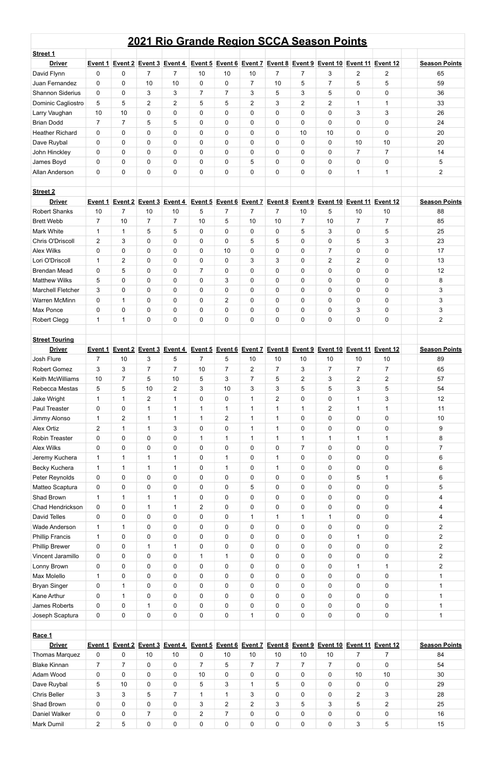# 2021 Rio Grande Region SCCA Season Points

## Street 1

| Driver | Event 1 | Event 2 | Event 3 | Event 4 | Event 5 | Event 6 | Event 7 | Event 8 | Event 9 | Event 10 | Event 11 | Event 12 | | Season Points |
|---|---|---|---|---|---|---|---|---|---|---|---|---|---|---|
| David Flynn | 0 | 0 | 7 | 7 | 10 | 10 | 10 | 7 | 7 | 3 | 2 | 2 | | 65 |
| Juan Fernandez | 0 | 0 | 10 | 10 | 0 | 0 | 7 | 10 | 5 | 7 | 5 | 5 | | 59 |
| Shannon Siderius | 0 | 0 | 3 | 3 | 7 | 7 | 3 | 5 | 3 | 5 | 0 | 0 | | 36 |
| Dominic Cagliostro | 5 | 5 | 2 | 2 | 5 | 5 | 2 | 3 | 2 | 2 | 1 | 1 | | 33 |
| Larry Vaughan | 10 | 10 | 0 | 0 | 0 | 0 | 0 | 0 | 0 | 0 | 3 | 3 | | 26 |
| Brian Dodd | 7 | 7 | 5 | 5 | 0 | 0 | 0 | 0 | 0 | 0 | 0 | 0 | | 24 |
| Heather Richard | 0 | 0 | 0 | 0 | 0 | 0 | 0 | 0 | 10 | 10 | 0 | 0 | | 20 |
| Dave Ruybal | 0 | 0 | 0 | 0 | 0 | 0 | 0 | 0 | 0 | 0 | 10 | 10 | | 20 |
| John Hinckley | 0 | 0 | 0 | 0 | 0 | 0 | 0 | 0 | 0 | 0 | 7 | 7 | | 14 |
| James Boyd | 0 | 0 | 0 | 0 | 0 | 0 | 5 | 0 | 0 | 0 | 0 | 0 | | 5 |
| Allan Anderson | 0 | 0 | 0 | 0 | 0 | 0 | 0 | 0 | 0 | 0 | 1 | 1 | | 2 |

## Street 2

| Driver | Event 1 | Event 2 | Event 3 | Event 4 | Event 5 | Event 6 | Event 7 | Event 8 | Event 9 | Event 10 | Event 11 | Event 12 | | Season Points |
|---|---|---|---|---|---|---|---|---|---|---|---|---|---|---|
| Robert Shanks | 10 | 7 | 10 | 10 | 5 | 7 | 7 | 7 | 10 | 5 | 10 | 10 | | 88 |
| Brett Webb | 7 | 10 | 7 | 7 | 10 | 5 | 10 | 10 | 7 | 10 | 7 | 7 | | 85 |
| Mark White | 1 | 1 | 5 | 5 | 0 | 0 | 0 | 0 | 5 | 3 | 0 | 5 | | 25 |
| Chris O'Driscoll | 2 | 3 | 0 | 0 | 0 | 0 | 5 | 5 | 0 | 0 | 5 | 3 | | 23 |
| Alex Wilks | 0 | 0 | 0 | 0 | 0 | 10 | 0 | 0 | 0 | 7 | 0 | 0 | | 17 |
| Lori O'Driscoll | 1 | 2 | 0 | 0 | 0 | 0 | 3 | 3 | 0 | 2 | 2 | 0 | | 13 |
| Brendan Mead | 0 | 5 | 0 | 0 | 7 | 0 | 0 | 0 | 0 | 0 | 0 | 0 | | 12 |
| Matthew Wilks | 5 | 0 | 0 | 0 | 0 | 3 | 0 | 0 | 0 | 0 | 0 | 0 | | 8 |
| Marchell Fletcher | 3 | 0 | 0 | 0 | 0 | 0 | 0 | 0 | 0 | 0 | 0 | 0 | | 3 |
| Warren McMinn | 0 | 1 | 0 | 0 | 0 | 2 | 0 | 0 | 0 | 0 | 0 | 0 | | 3 |
| Max Ponce | 0 | 0 | 0 | 0 | 0 | 0 | 0 | 0 | 0 | 0 | 3 | 0 | | 3 |
| Robert Clegg | 1 | 1 | 0 | 0 | 0 | 0 | 0 | 0 | 0 | 0 | 0 | 0 | | 2 |

## Street Touring

| Driver | Event 1 | Event 2 | Event 3 | Event 4 | Event 5 | Event 6 | Event 7 | Event 8 | Event 9 | Event 10 | Event 11 | Event 12 | | Season Points |
|---|---|---|---|---|---|---|---|---|---|---|---|---|---|---|
| Josh Flure | 7 | 10 | 3 | 5 | 7 | 5 | 10 | 10 | 10 | 10 | 10 | 10 | | 89 |
| Robert Gomez | 3 | 3 | 7 | 7 | 10 | 7 | 2 | 7 | 3 | 7 | 7 | 7 | | 65 |
| Keith McWilliams | 10 | 7 | 5 | 10 | 5 | 3 | 7 | 5 | 2 | 3 | 2 | 2 | | 57 |
| Rebecca Mestas | 5 | 5 | 10 | 2 | 3 | 10 | 3 | 3 | 5 | 5 | 3 | 5 | | 54 |
| Jake Wright | 1 | 1 | 2 | 1 | 0 | 0 | 1 | 2 | 0 | 0 | 1 | 3 | | 12 |
| Paul Treaster | 0 | 0 | 1 | 1 | 1 | 1 | 1 | 1 | 1 | 2 | 1 | 1 | | 11 |
| Jimmy Alonso | 1 | 2 | 1 | 1 | 1 | 2 | 1 | 1 | 0 | 0 | 0 | 0 | | 10 |
| Alex Ortiz | 2 | 1 | 1 | 3 | 0 | 0 | 1 | 1 | 0 | 0 | 0 | 0 | | 9 |
| Robin Treaster | 0 | 0 | 0 | 0 | 1 | 1 | 1 | 1 | 1 | 1 | 1 | 1 | | 8 |
| Alex Wilks | 0 | 0 | 0 | 0 | 0 | 0 | 0 | 0 | 7 | 0 | 0 | 0 | | 7 |
| Jeremy Kuchera | 1 | 1 | 1 | 1 | 0 | 1 | 0 | 1 | 0 | 0 | 0 | 0 | | 6 |
| Becky Kuchera | 1 | 1 | 1 | 1 | 0 | 1 | 0 | 1 | 0 | 0 | 0 | 0 | | 6 |
| Peter Reynolds | 0 | 0 | 0 | 0 | 0 | 0 | 0 | 0 | 0 | 0 | 5 | 1 | | 6 |
| Matteo Scaptura | 0 | 0 | 0 | 0 | 0 | 0 | 5 | 0 | 0 | 0 | 0 | 0 | | 5 |
| Shad Brown | 1 | 1 | 1 | 1 | 0 | 0 | 0 | 0 | 0 | 0 | 0 | 0 | | 4 |
| Chad Hendrickson | 0 | 0 | 1 | 1 | 2 | 0 | 0 | 0 | 0 | 0 | 0 | 0 | | 4 |
| David Telles | 0 | 0 | 0 | 0 | 0 | 0 | 1 | 1 | 1 | 1 | 0 | 0 | | 4 |
| Wade Anderson | 1 | 1 | 0 | 0 | 0 | 0 | 0 | 0 | 0 | 0 | 0 | 0 | | 2 |
| Phillip Francis | 1 | 0 | 0 | 0 | 0 | 0 | 0 | 0 | 0 | 0 | 1 | 0 | | 2 |
| Phillip Brewer | 0 | 0 | 1 | 1 | 0 | 0 | 0 | 0 | 0 | 0 | 0 | 0 | | 2 |
| Vincent Jaramillo | 0 | 0 | 0 | 0 | 1 | 1 | 0 | 0 | 0 | 0 | 0 | 0 | | 2 |
| Lonny Brown | 0 | 0 | 0 | 0 | 0 | 0 | 0 | 0 | 0 | 0 | 1 | 1 | | 2 |
| Max Molello | 1 | 0 | 0 | 0 | 0 | 0 | 0 | 0 | 0 | 0 | 0 | 0 | | 1 |
| Bryan Singer | 0 | 1 | 0 | 0 | 0 | 0 | 0 | 0 | 0 | 0 | 0 | 0 | | 1 |
| Kane Arthur | 0 | 1 | 0 | 0 | 0 | 0 | 0 | 0 | 0 | 0 | 0 | 0 | | 1 |
| James Roberts | 0 | 0 | 1 | 0 | 0 | 0 | 0 | 0 | 0 | 0 | 0 | 0 | | 1 |
| Joseph Scaptura | 0 | 0 | 0 | 0 | 0 | 0 | 1 | 0 | 0 | 0 | 0 | 0 | | 1 |

## Race 1

| Driver | Event 1 | Event 2 | Event 3 | Event 4 | Event 5 | Event 6 | Event 7 | Event 8 | Event 9 | Event 10 | Event 11 | Event 12 | | Season Points |
|---|---|---|---|---|---|---|---|---|---|---|---|---|---|---|
| Thomas Marquez | 0 | 0 | 10 | 10 | 0 | 10 | 10 | 10 | 10 | 10 | 7 | 7 | | 84 |
| Blake Kinnan | 7 | 7 | 0 | 0 | 7 | 5 | 7 | 7 | 7 | 7 | 0 | 0 | | 54 |
| Adam Wood | 0 | 0 | 0 | 0 | 10 | 0 | 0 | 0 | 0 | 0 | 10 | 10 | | 30 |
| Dave Ruybal | 5 | 10 | 0 | 0 | 5 | 3 | 1 | 5 | 0 | 0 | 0 | 0 | | 29 |
| Chris Beller | 3 | 3 | 5 | 7 | 1 | 1 | 3 | 0 | 0 | 0 | 2 | 3 | | 28 |
| Shad Brown | 0 | 0 | 0 | 0 | 3 | 2 | 2 | 3 | 5 | 3 | 5 | 2 | | 25 |
| Daniel Walker | 0 | 0 | 7 | 0 | 2 | 7 | 0 | 0 | 0 | 0 | 0 | 0 | | 16 |
| Mark Durnil | 2 | 5 | 0 | 0 | 0 | 0 | 0 | 0 | 0 | 0 | 3 | 5 | | 15 |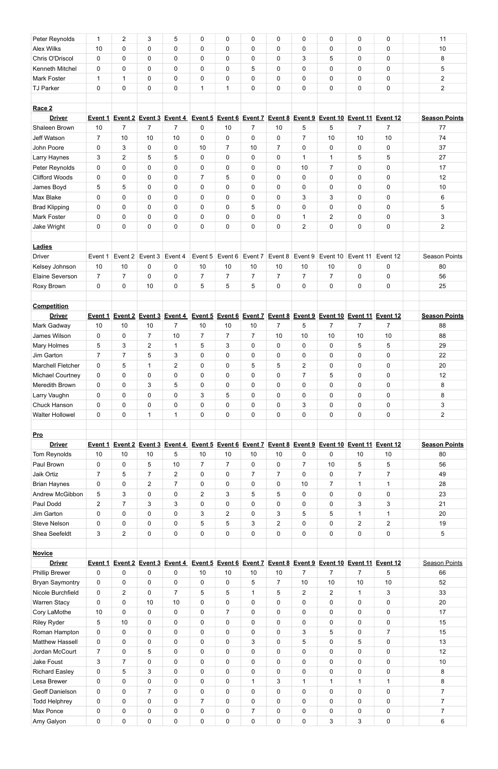| | | | | | | | | | | | | | |
|---|---|---|---|---|---|---|---|---|---|---|---|---|---|
| Peter Reynolds | 1 | 2 | 3 | 5 | 0 | 0 | 0 | 0 | 0 | 0 | 0 | 0 | 11 |
| Alex Wilks | 10 | 0 | 0 | 0 | 0 | 0 | 0 | 0 | 0 | 0 | 0 | 0 | 10 |
| Chris O'Driscol | 0 | 0 | 0 | 0 | 0 | 0 | 0 | 0 | 3 | 5 | 0 | 0 | 8 |
| Kenneth Mitchel | 0 | 0 | 0 | 0 | 0 | 0 | 5 | 0 | 0 | 0 | 0 | 0 | 5 |
| Mark Foster | 1 | 1 | 0 | 0 | 0 | 0 | 0 | 0 | 0 | 0 | 0 | 0 | 2 |
| TJ Parker | 0 | 0 | 0 | 0 | 1 | 1 | 0 | 0 | 0 | 0 | 0 | 0 | 2 |

**Race 2**

| Driver | Event 1 | Event 2 | Event 3 | Event 4 | Event 5 | Event 6 | Event 7 | Event 8 | Event 9 | Event 10 | Event 11 | Event 12 | Season Points |
|---|---|---|---|---|---|---|---|---|---|---|---|---|---|
| Shaleen Brown | 10 | 7 | 7 | 7 | 0 | 10 | 7 | 10 | 5 | 5 | 7 | 7 | 77 |
| Jeff Watson | 7 | 10 | 10 | 10 | 0 | 0 | 0 | 0 | 7 | 10 | 10 | 10 | 74 |
| John Poore | 0 | 3 | 0 | 0 | 10 | 7 | 10 | 7 | 0 | 0 | 0 | 0 | 37 |
| Larry Haynes | 3 | 2 | 5 | 5 | 0 | 0 | 0 | 0 | 1 | 1 | 5 | 5 | 27 |
| Peter Reynolds | 0 | 0 | 0 | 0 | 0 | 0 | 0 | 0 | 10 | 7 | 0 | 0 | 17 |
| Clifford Woods | 0 | 0 | 0 | 0 | 7 | 5 | 0 | 0 | 0 | 0 | 0 | 0 | 12 |
| James Boyd | 5 | 5 | 0 | 0 | 0 | 0 | 0 | 0 | 0 | 0 | 0 | 0 | 10 |
| Max Blake | 0 | 0 | 0 | 0 | 0 | 0 | 0 | 0 | 3 | 3 | 0 | 0 | 6 |
| Brad Klipping | 0 | 0 | 0 | 0 | 0 | 0 | 5 | 0 | 0 | 0 | 0 | 0 | 5 |
| Mark Foster | 0 | 0 | 0 | 0 | 0 | 0 | 0 | 0 | 1 | 2 | 0 | 0 | 3 |
| Jake Wright | 0 | 0 | 0 | 0 | 0 | 0 | 0 | 0 | 2 | 0 | 0 | 0 | 2 |

**Ladies**

| Driver | Event 1 | Event 2 | Event 3 | Event 4 | Event 5 | Event 6 | Event 7 | Event 8 | Event 9 | Event 10 | Event 11 | Event 12 | Season Points |
|---|---|---|---|---|---|---|---|---|---|---|---|---|---|
| Kelsey Johnson | 10 | 10 | 0 | 0 | 10 | 10 | 10 | 10 | 10 | 10 | 0 | 0 | 80 |
| Elaine Severson | 7 | 7 | 0 | 0 | 7 | 7 | 7 | 7 | 7 | 7 | 0 | 0 | 56 |
| Roxy Brown | 0 | 0 | 10 | 0 | 5 | 5 | 5 | 0 | 0 | 0 | 0 | 0 | 25 |

**Competition**

| Driver | Event 1 | Event 2 | Event 3 | Event 4 | Event 5 | Event 6 | Event 7 | Event 8 | Event 9 | Event 10 | Event 11 | Event 12 | Season Points |
|---|---|---|---|---|---|---|---|---|---|---|---|---|---|
| Mark Gadway | 10 | 10 | 10 | 7 | 10 | 10 | 10 | 7 | 5 | 7 | 7 | 7 | 88 |
| James Wilson | 0 | 0 | 7 | 10 | 7 | 7 | 7 | 10 | 10 | 10 | 10 | 10 | 88 |
| Mary Holmes | 5 | 3 | 2 | 1 | 5 | 3 | 0 | 0 | 0 | 0 | 5 | 5 | 29 |
| Jim Garton | 7 | 7 | 5 | 3 | 0 | 0 | 0 | 0 | 0 | 0 | 0 | 0 | 22 |
| Marchell Fletcher | 0 | 5 | 1 | 2 | 0 | 0 | 5 | 5 | 2 | 0 | 0 | 0 | 20 |
| Michael Courtney | 0 | 0 | 0 | 0 | 0 | 0 | 0 | 0 | 7 | 5 | 0 | 0 | 12 |
| Meredith Brown | 0 | 0 | 3 | 5 | 0 | 0 | 0 | 0 | 0 | 0 | 0 | 0 | 8 |
| Larry Vaughn | 0 | 0 | 0 | 0 | 3 | 5 | 0 | 0 | 0 | 0 | 0 | 0 | 8 |
| Chuck Hanson | 0 | 0 | 0 | 0 | 0 | 0 | 0 | 0 | 3 | 0 | 0 | 0 | 3 |
| Walter Hollowel | 0 | 0 | 1 | 1 | 0 | 0 | 0 | 0 | 0 | 0 | 0 | 0 | 2 |

**Pro**

| Driver | Event 1 | Event 2 | Event 3 | Event 4 | Event 5 | Event 6 | Event 7 | Event 8 | Event 9 | Event 10 | Event 11 | Event 12 | Season Points |
|---|---|---|---|---|---|---|---|---|---|---|---|---|---|
| Tom Reynolds | 10 | 10 | 10 | 5 | 10 | 10 | 10 | 10 | 0 | 0 | 10 | 10 | 80 |
| Paul Brown | 0 | 0 | 5 | 10 | 7 | 7 | 0 | 0 | 7 | 10 | 5 | 5 | 56 |
| Jaik Ortiz | 7 | 5 | 7 | 2 | 0 | 0 | 7 | 7 | 0 | 0 | 7 | 7 | 49 |
| Brian Haynes | 0 | 0 | 2 | 7 | 0 | 0 | 0 | 0 | 10 | 7 | 1 | 1 | 28 |
| Andrew McGibbon | 5 | 3 | 0 | 0 | 2 | 3 | 5 | 5 | 0 | 0 | 0 | 0 | 23 |
| Paul Dodd | 2 | 7 | 3 | 3 | 0 | 0 | 0 | 0 | 0 | 0 | 3 | 3 | 21 |
| Jim Garton | 0 | 0 | 0 | 0 | 3 | 2 | 0 | 3 | 5 | 5 | 1 | 1 | 20 |
| Steve Nelson | 0 | 0 | 0 | 0 | 5 | 5 | 3 | 2 | 0 | 0 | 2 | 2 | 19 |
| Shea Seefeldt | 3 | 2 | 0 | 0 | 0 | 0 | 0 | 0 | 0 | 0 | 0 | 0 | 5 |

**Novice**

| Driver | Event 1 | Event 2 | Event 3 | Event 4 | Event 5 | Event 6 | Event 7 | Event 8 | Event 9 | Event 10 | Event 11 | Event 12 | Season Points |
|---|---|---|---|---|---|---|---|---|---|---|---|---|---|
| Phillip Brewer | 0 | 0 | 0 | 0 | 10 | 10 | 10 | 10 | 7 | 7 | 7 | 5 | 66 |
| Bryan Saymontry | 0 | 0 | 0 | 0 | 0 | 0 | 5 | 7 | 10 | 10 | 10 | 10 | 52 |
| Nicole Burchfield | 0 | 2 | 0 | 7 | 5 | 5 | 1 | 5 | 2 | 2 | 1 | 3 | 33 |
| Warren Stacy | 0 | 0 | 10 | 10 | 0 | 0 | 0 | 0 | 0 | 0 | 0 | 0 | 20 |
| Cory LaMothe | 10 | 0 | 0 | 0 | 0 | 7 | 0 | 0 | 0 | 0 | 0 | 0 | 17 |
| Riley Ryder | 5 | 10 | 0 | 0 | 0 | 0 | 0 | 0 | 0 | 0 | 0 | 0 | 15 |
| Roman Hampton | 0 | 0 | 0 | 0 | 0 | 0 | 0 | 0 | 3 | 5 | 0 | 7 | 15 |
| Matthew Hassell | 0 | 0 | 0 | 0 | 0 | 0 | 3 | 0 | 5 | 0 | 5 | 0 | 13 |
| Jordan McCourt | 7 | 0 | 5 | 0 | 0 | 0 | 0 | 0 | 0 | 0 | 0 | 0 | 12 |
| Jake Foust | 3 | 7 | 0 | 0 | 0 | 0 | 0 | 0 | 0 | 0 | 0 | 0 | 10 |
| Richard Easley | 0 | 5 | 3 | 0 | 0 | 0 | 0 | 0 | 0 | 0 | 0 | 0 | 8 |
| Lesa Brewer | 0 | 0 | 0 | 0 | 0 | 0 | 1 | 3 | 1 | 1 | 1 | 1 | 8 |
| Geoff Danielson | 0 | 0 | 7 | 0 | 0 | 0 | 0 | 0 | 0 | 0 | 0 | 0 | 7 |
| Todd Helphrey | 0 | 0 | 0 | 0 | 7 | 0 | 0 | 0 | 0 | 0 | 0 | 0 | 7 |
| Max Ponce | 0 | 0 | 0 | 0 | 0 | 0 | 7 | 0 | 0 | 0 | 0 | 0 | 7 |
| Amy Galyon | 0 | 0 | 0 | 0 | 0 | 0 | 0 | 0 | 0 | 3 | 3 | 0 | 6 |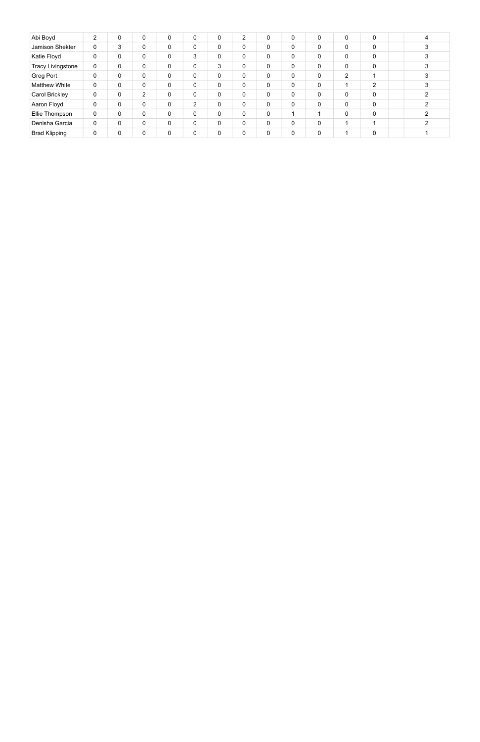| | | | | | | | | | | | | | | |
|---|---|---|---|---|---|---|---|---|---|---|---|---|---|---|
| Abi Boyd | 2 | 0 | 0 | 0 | 0 | 0 | 2 | 0 | 0 | 0 | 0 | 0 | | 4 |
| Jamison Shekter | 0 | 3 | 0 | 0 | 0 | 0 | 0 | 0 | 0 | 0 | 0 | 0 | | 3 |
| Katie Floyd | 0 | 0 | 0 | 0 | 3 | 0 | 0 | 0 | 0 | 0 | 0 | 0 | | 3 |
| Tracy Livingstone | 0 | 0 | 0 | 0 | 0 | 3 | 0 | 0 | 0 | 0 | 0 | 0 | | 3 |
| Greg Port | 0 | 0 | 0 | 0 | 0 | 0 | 0 | 0 | 0 | 0 | 2 | 1 | | 3 |
| Matthew White | 0 | 0 | 0 | 0 | 0 | 0 | 0 | 0 | 0 | 0 | 1 | 2 | | 3 |
| Carol Brickley | 0 | 0 | 2 | 0 | 0 | 0 | 0 | 0 | 0 | 0 | 0 | 0 | | 2 |
| Aaron Floyd | 0 | 0 | 0 | 0 | 2 | 0 | 0 | 0 | 0 | 0 | 0 | 0 | | 2 |
| Ellie Thompson | 0 | 0 | 0 | 0 | 0 | 0 | 0 | 0 | 1 | 1 | 0 | 0 | | 2 |
| Denisha Garcia | 0 | 0 | 0 | 0 | 0 | 0 | 0 | 0 | 0 | 0 | 1 | 1 | | 2 |
| Brad Klipping | 0 | 0 | 0 | 0 | 0 | 0 | 0 | 0 | 0 | 0 | 1 | 0 | | 1 |